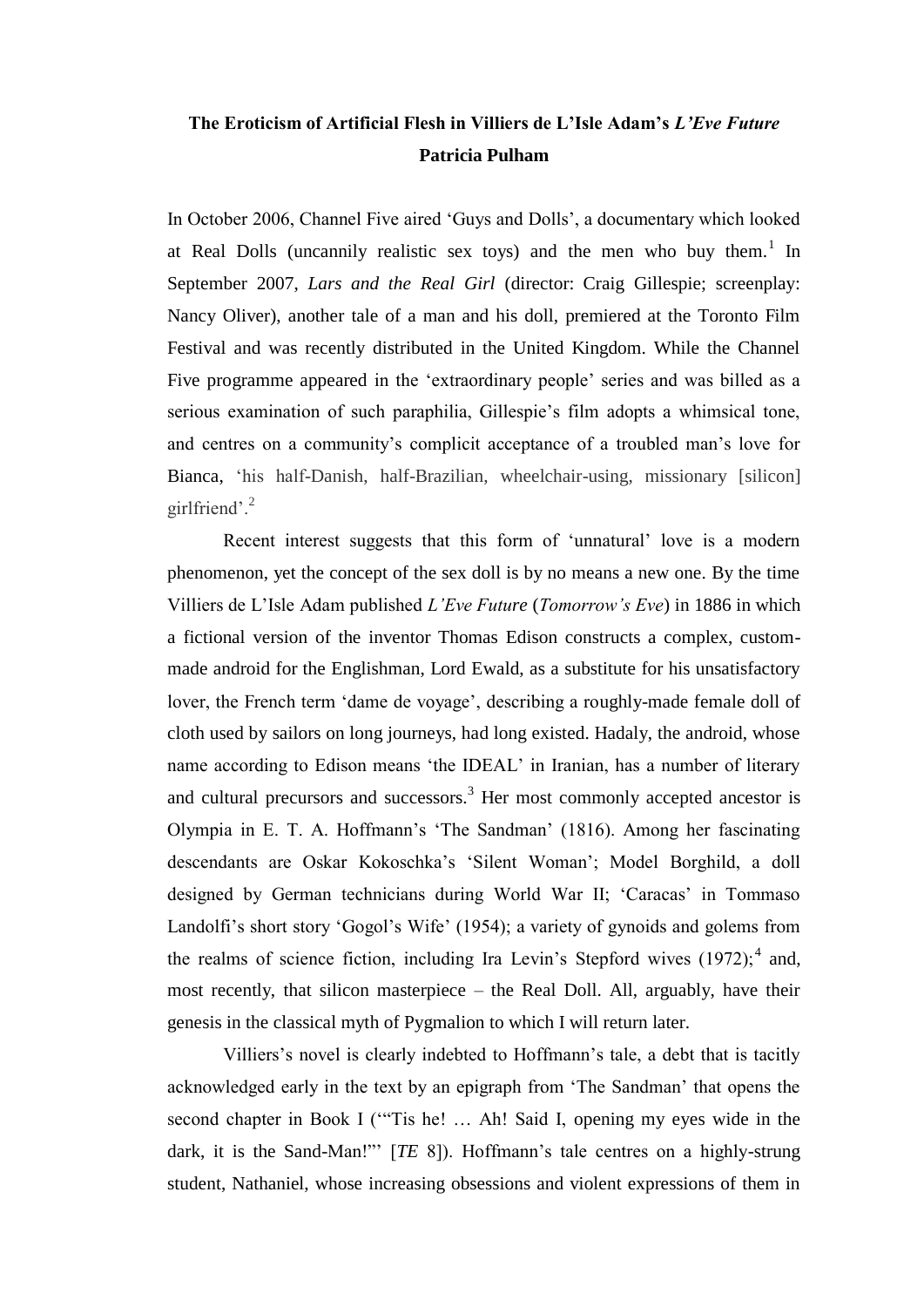# The Eroticism of Artificial Flesh in Villiers de L'Isle Adam's *L'Eve Future*

**Patricia Pulham**

In October 2006, Channel Five aired 'Guys and Dolls', a documentary which looked at Real Dolls (uncannily realistic sex toys) and the men who buy them.[1] In September 2007, *Lars and the Real Girl* (director: Craig Gillespie; screenplay: Nancy Oliver), another tale of a man and his doll, premiered at the Toronto Film Festival and was recently distributed in the United Kingdom. While the Channel Five programme appeared in the 'extraordinary people' series and was billed as a serious examination of such paraphilia, Gillespie's film adopts a whimsical tone, and centres on a community's complicit acceptance of a troubled man's love for Bianca, 'his half-Danish, half-Brazilian, wheelchair-using, missionary [silicon] girlfriend'.[2]

Recent interest suggests that this form of 'unnatural' love is a modern phenomenon, yet the concept of the sex doll is by no means a new one. By the time Villiers de L'Isle Adam published *L'Eve Future* (*Tomorrow's Eve*) in 1886 in which a fictional version of the inventor Thomas Edison constructs a complex, custom-made android for the Englishman, Lord Ewald, as a substitute for his unsatisfactory lover, the French term 'dame de voyage', describing a roughly-made female doll of cloth used by sailors on long journeys, had long existed. Hadaly, the android, whose name according to Edison means 'the IDEAL' in Iranian, has a number of literary and cultural precursors and successors.[3] Her most commonly accepted ancestor is Olympia in E. T. A. Hoffmann's 'The Sandman' (1816). Among her fascinating descendants are Oskar Kokoschka's 'Silent Woman'; Model Borghild, a doll designed by German technicians during World War II; 'Caracas' in Tommaso Landolfi's short story 'Gogol's Wife' (1954); a variety of gynoids and golems from the realms of science fiction, including Ira Levin's Stepford wives (1972);[4] and, most recently, that silicon masterpiece – the Real Doll. All, arguably, have their genesis in the classical myth of Pygmalion to which I will return later.

Villiers's novel is clearly indebted to Hoffmann's tale, a debt that is tacitly acknowledged early in the text by an epigraph from 'The Sandman' that opens the second chapter in Book I ('"Tis he! … Ah! Said I, opening my eyes wide in the dark, it is the Sand-Man!"' [*TE* 8]). Hoffmann's tale centres on a highly-strung student, Nathaniel, whose increasing obsessions and violent expressions of them in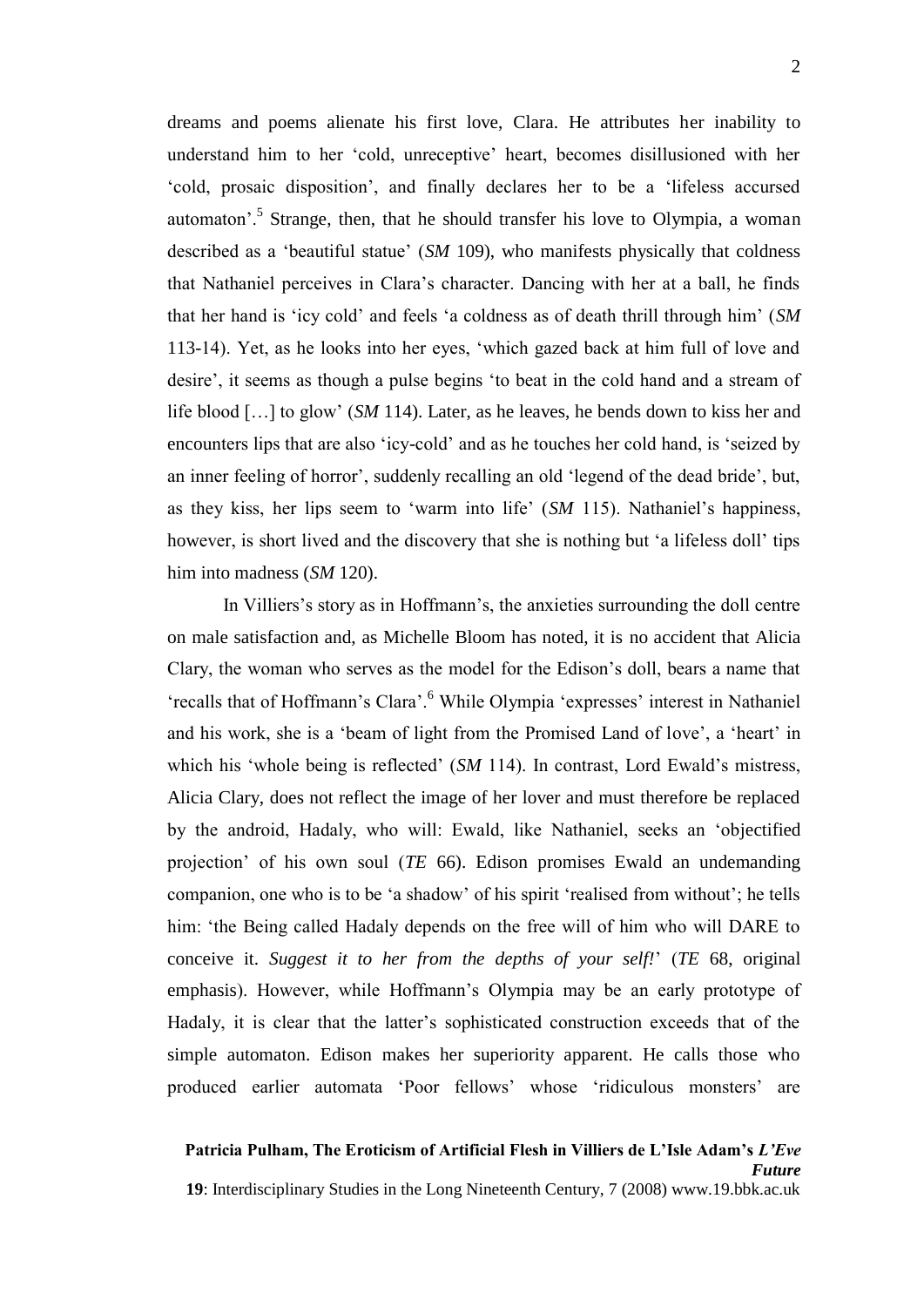dreams and poems alienate his first love, Clara. He attributes her inability to understand him to her 'cold, unreceptive' heart, becomes disillusioned with her 'cold, prosaic disposition', and finally declares her to be a 'lifeless accursed automaton'.[5] Strange, then, that he should transfer his love to Olympia, a woman described as a 'beautiful statue' (*SM* 109), who manifests physically that coldness that Nathaniel perceives in Clara's character. Dancing with her at a ball, he finds that her hand is 'icy cold' and feels 'a coldness as of death thrill through him' (*SM* 113-14). Yet, as he looks into her eyes, 'which gazed back at him full of love and desire', it seems as though a pulse begins 'to beat in the cold hand and a stream of life blood […] to glow' (*SM* 114). Later, as he leaves, he bends down to kiss her and encounters lips that are also 'icy-cold' and as he touches her cold hand, is 'seized by an inner feeling of horror', suddenly recalling an old 'legend of the dead bride', but, as they kiss, her lips seem to 'warm into life' (*SM* 115). Nathaniel's happiness, however, is short lived and the discovery that she is nothing but 'a lifeless doll' tips him into madness (*SM* 120).

In Villiers's story as in Hoffmann's, the anxieties surrounding the doll centre on male satisfaction and, as Michelle Bloom has noted, it is no accident that Alicia Clary, the woman who serves as the model for the Edison's doll, bears a name that 'recalls that of Hoffmann's Clara'.[6] While Olympia 'expresses' interest in Nathaniel and his work, she is a 'beam of light from the Promised Land of love', a 'heart' in which his 'whole being is reflected' (*SM* 114). In contrast, Lord Ewald's mistress, Alicia Clary, does not reflect the image of her lover and must therefore be replaced by the android, Hadaly, who will: Ewald, like Nathaniel, seeks an 'objectified projection' of his own soul (*TE* 66). Edison promises Ewald an undemanding companion, one who is to be 'a shadow' of his spirit 'realised from without'; he tells him: 'the Being called Hadaly depends on the free will of him who will DARE to conceive it. *Suggest it to her from the depths of your self!*' (*TE* 68, original emphasis). However, while Hoffmann's Olympia may be an early prototype of Hadaly, it is clear that the latter's sophisticated construction exceeds that of the simple automaton. Edison makes her superiority apparent. He calls those who produced earlier automata 'Poor fellows' whose 'ridiculous monsters' are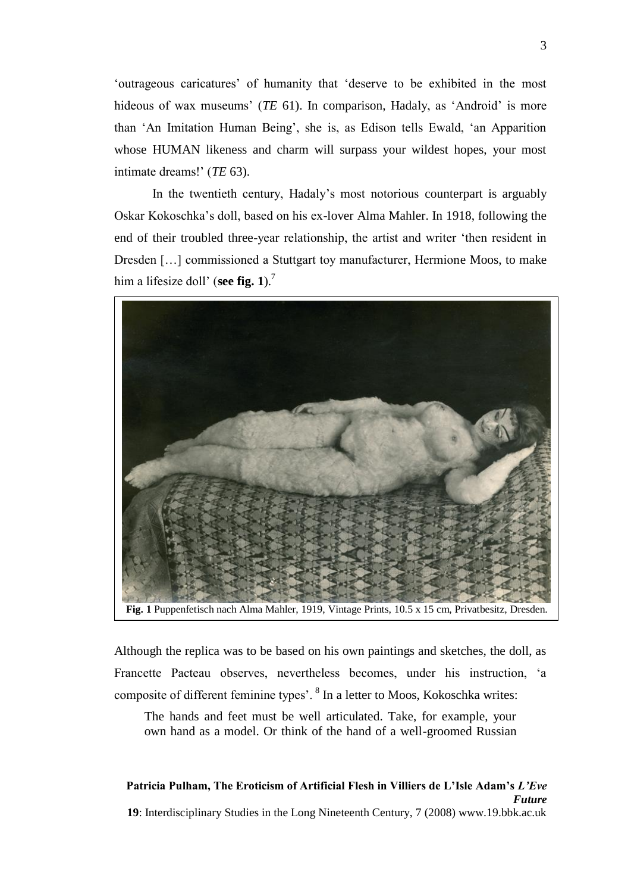'outrageous caricatures' of humanity that 'deserve to be exhibited in the most hideous of wax museums' (*TE* 61). In comparison, Hadaly, as 'Android' is more than 'An Imitation Human Being', she is, as Edison tells Ewald, 'an Apparition whose HUMAN likeness and charm will surpass your wildest hopes, your most intimate dreams!' (*TE* 63).

In the twentieth century, Hadaly's most notorious counterpart is arguably Oskar Kokoschka's doll, based on his ex-lover Alma Mahler. In 1918, following the end of their troubled three-year relationship, the artist and writer 'then resident in Dresden […] commissioned a Stuttgart toy manufacturer, Hermione Moos, to make him a lifesize doll' (**see fig. 1**).[7]

**Fig. 1** Puppenfetisch nach Alma Mahler, 1919, Vintage Prints, 10.5 x 15 cm, Privatbesitz, Dresden.

Although the replica was to be based on his own paintings and sketches, the doll, as Francette Pacteau observes, nevertheless becomes, under his instruction, 'a composite of different feminine types'. [8] In a letter to Moos, Kokoschka writes:

> The hands and feet must be well articulated. Take, for example, your own hand as a model. Or think of the hand of a well-groomed Russian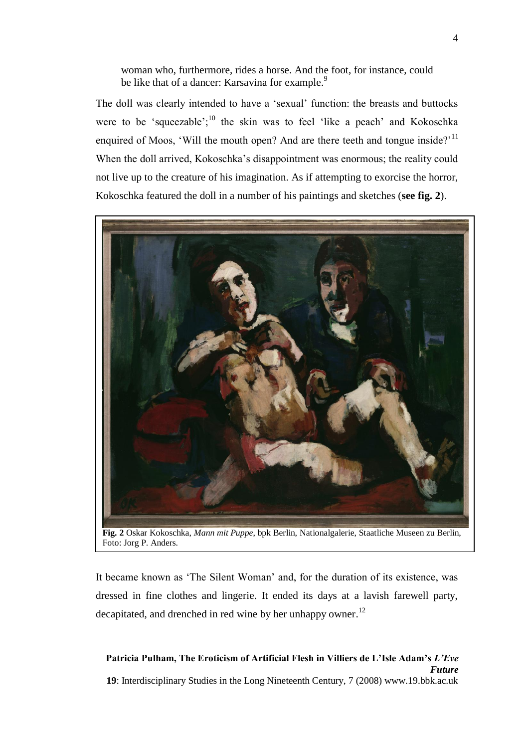woman who, furthermore, rides a horse. And the foot, for instance, could be like that of a dancer: Karsavina for example.[9]

The doll was clearly intended to have a 'sexual' function: the breasts and buttocks were to be 'squeezable';[10] the skin was to feel 'like a peach' and Kokoschka enquired of Moos, 'Will the mouth open? And are there teeth and tongue inside?'[11] When the doll arrived, Kokoschka's disappointment was enormous; the reality could not live up to the creature of his imagination. As if attempting to exorcise the horror, Kokoschka featured the doll in a number of his paintings and sketches (**see fig. 2**).

**Fig. 2** Oskar Kokoschka, *Mann mit Puppe*, bpk Berlin, Nationalgalerie, Staatliche Museen zu Berlin, Foto: Jorg P. Anders.

It became known as 'The Silent Woman' and, for the duration of its existence, was dressed in fine clothes and lingerie. It ended its days at a lavish farewell party, decapitated, and drenched in red wine by her unhappy owner.[12]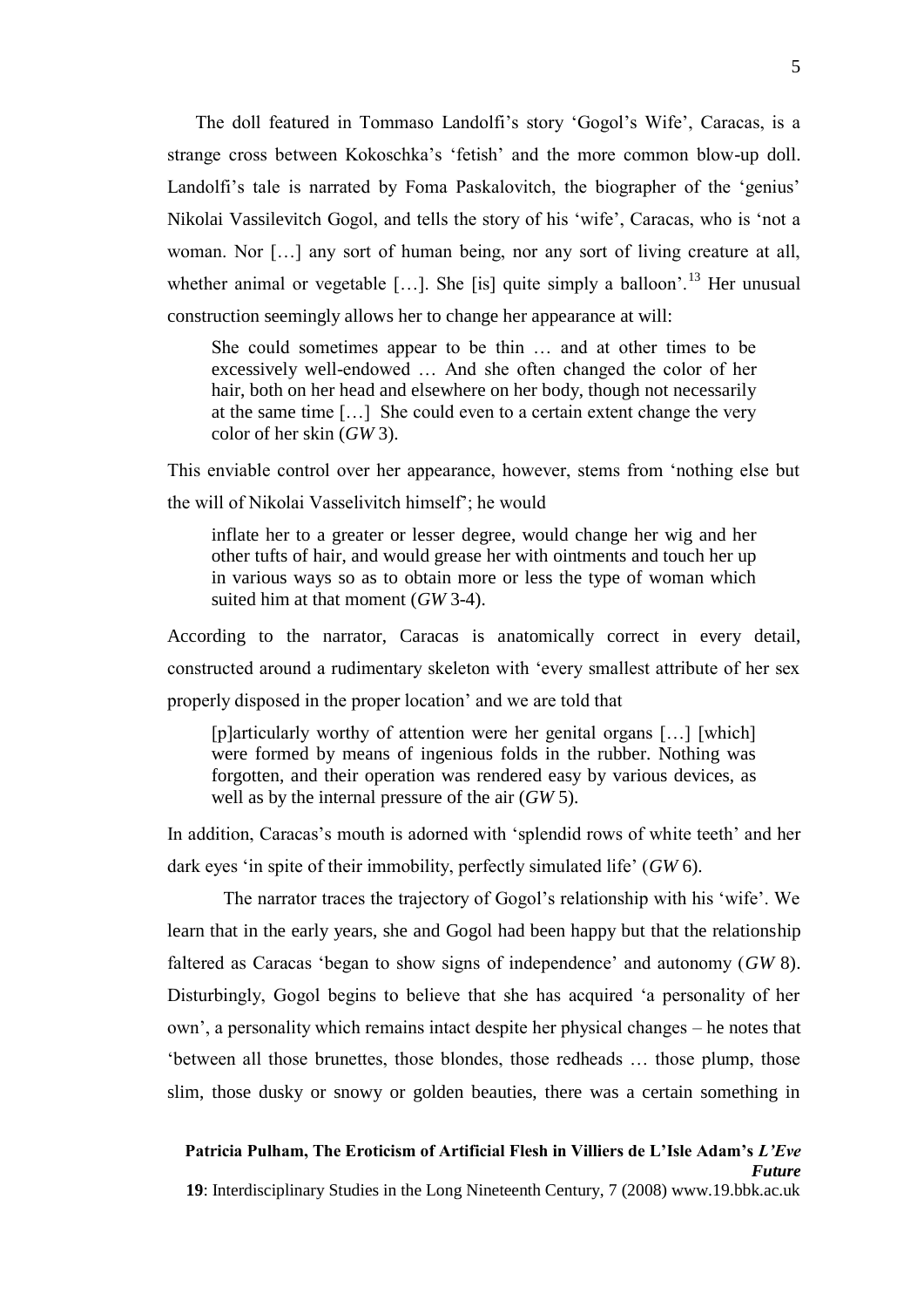The doll featured in Tommaso Landolfi's story 'Gogol's Wife', Caracas, is a strange cross between Kokoschka's 'fetish' and the more common blow-up doll. Landolfi's tale is narrated by Foma Paskalovitch, the biographer of the 'genius' Nikolai Vassilevitch Gogol, and tells the story of his 'wife', Caracas, who is 'not a woman. Nor […] any sort of human being, nor any sort of living creature at all, whether animal or vegetable […]. She [is] quite simply a balloon'.[13] Her unusual construction seemingly allows her to change her appearance at will:

> She could sometimes appear to be thin … and at other times to be excessively well-endowed … And she often changed the color of her hair, both on her head and elsewhere on her body, though not necessarily at the same time […] She could even to a certain extent change the very color of her skin (*GW* 3).

This enviable control over her appearance, however, stems from 'nothing else but the will of Nikolai Vasselivitch himself'; he would

> inflate her to a greater or lesser degree, would change her wig and her other tufts of hair, and would grease her with ointments and touch her up in various ways so as to obtain more or less the type of woman which suited him at that moment (*GW* 3-4).

According to the narrator, Caracas is anatomically correct in every detail, constructed around a rudimentary skeleton with 'every smallest attribute of her sex properly disposed in the proper location' and we are told that

> [p]articularly worthy of attention were her genital organs […] [which] were formed by means of ingenious folds in the rubber. Nothing was forgotten, and their operation was rendered easy by various devices, as well as by the internal pressure of the air (*GW* 5).

In addition, Caracas's mouth is adorned with 'splendid rows of white teeth' and her dark eyes 'in spite of their immobility, perfectly simulated life' (*GW* 6).

The narrator traces the trajectory of Gogol's relationship with his 'wife'. We learn that in the early years, she and Gogol had been happy but that the relationship faltered as Caracas 'began to show signs of independence' and autonomy (*GW* 8). Disturbingly, Gogol begins to believe that she has acquired 'a personality of her own', a personality which remains intact despite her physical changes – he notes that 'between all those brunettes, those blondes, those redheads … those plump, those slim, those dusky or snowy or golden beauties, there was a certain something in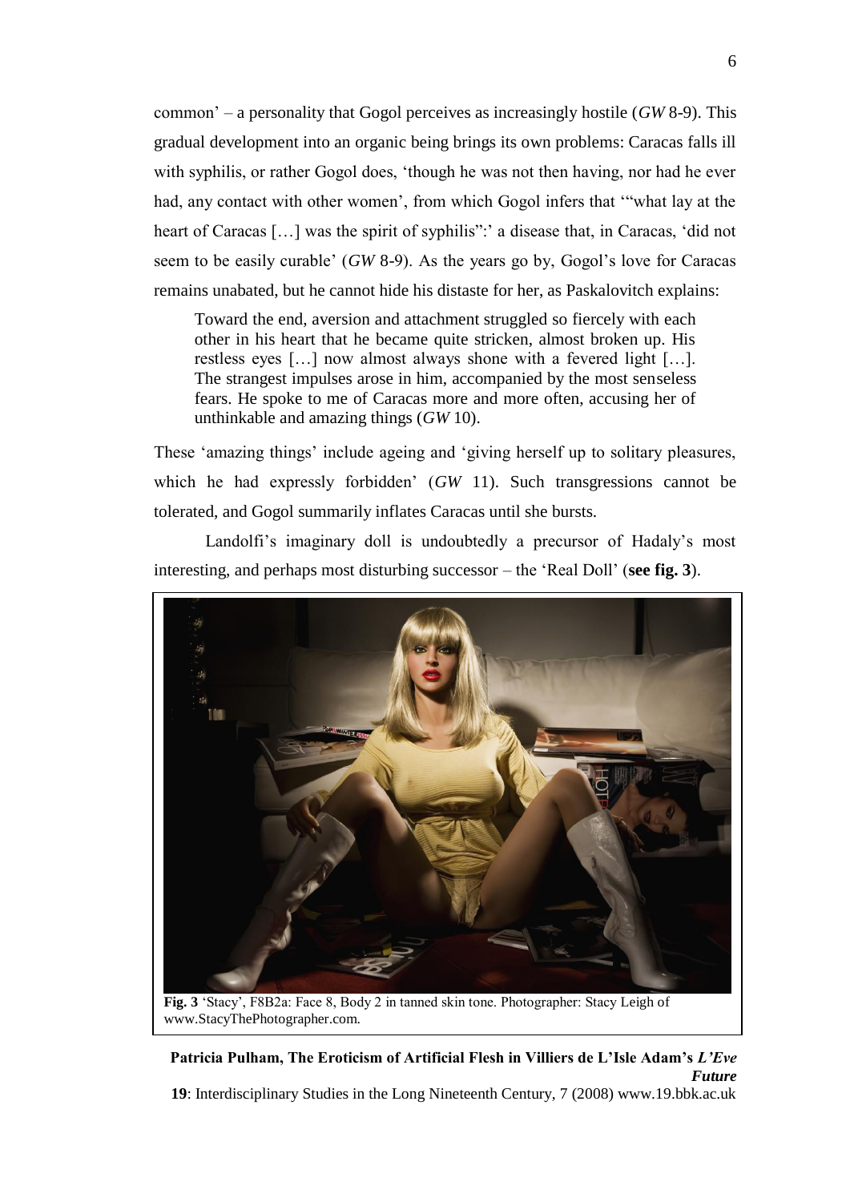common' – a personality that Gogol perceives as increasingly hostile (*GW* 8-9). This gradual development into an organic being brings its own problems: Caracas falls ill with syphilis, or rather Gogol does, 'though he was not then having, nor had he ever had, any contact with other women', from which Gogol infers that '"what lay at the heart of Caracas […] was the spirit of syphilis":' a disease that, in Caracas, 'did not seem to be easily curable' (*GW* 8-9). As the years go by, Gogol's love for Caracas remains unabated, but he cannot hide his distaste for her, as Paskalovitch explains:

> Toward the end, aversion and attachment struggled so fiercely with each other in his heart that he became quite stricken, almost broken up. His restless eyes […] now almost always shone with a fevered light […]. The strangest impulses arose in him, accompanied by the most senseless fears. He spoke to me of Caracas more and more often, accusing her of unthinkable and amazing things (*GW* 10).

These 'amazing things' include ageing and 'giving herself up to solitary pleasures, which he had expressly forbidden' (*GW* 11). Such transgressions cannot be tolerated, and Gogol summarily inflates Caracas until she bursts.

Landolfi's imaginary doll is undoubtedly a precursor of Hadaly's most interesting, and perhaps most disturbing successor – the 'Real Doll' (**see fig. 3**).

**Fig. 3** 'Stacy', F8B2a: Face 8, Body 2 in tanned skin tone. Photographer: Stacy Leigh of www.StacyThePhotographer.com.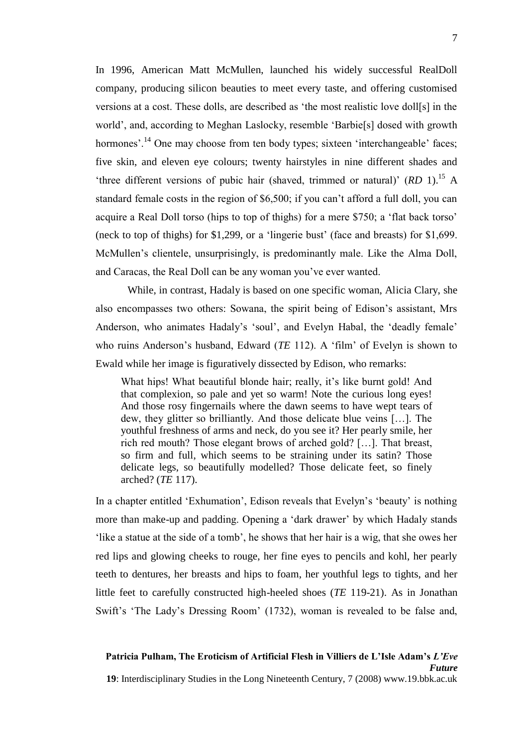In 1996, American Matt McMullen, launched his widely successful RealDoll company, producing silicon beauties to meet every taste, and offering customised versions at a cost. These dolls, are described as 'the most realistic love doll[s] in the world', and, according to Meghan Laslocky, resemble 'Barbie[s] dosed with growth hormones'.[14] One may choose from ten body types; sixteen 'interchangeable' faces; five skin, and eleven eye colours; twenty hairstyles in nine different shades and 'three different versions of pubic hair (shaved, trimmed or natural)' (*RD* 1).[15] A standard female costs in the region of $6,500; if you can't afford a full doll, you can acquire a Real Doll torso (hips to top of thighs) for a mere $750; a 'flat back torso' (neck to top of thighs) for $1,299, or a 'lingerie bust' (face and breasts) for $1,699. McMullen's clientele, unsurprisingly, is predominantly male. Like the Alma Doll, and Caracas, the Real Doll can be any woman you've ever wanted.

While, in contrast, Hadaly is based on one specific woman, Alicia Clary, she also encompasses two others: Sowana, the spirit being of Edison's assistant, Mrs Anderson, who animates Hadaly's 'soul', and Evelyn Habal, the 'deadly female' who ruins Anderson's husband, Edward (*TE* 112). A 'film' of Evelyn is shown to Ewald while her image is figuratively dissected by Edison, who remarks:

> What hips! What beautiful blonde hair; really, it's like burnt gold! And that complexion, so pale and yet so warm! Note the curious long eyes! And those rosy fingernails where the dawn seems to have wept tears of dew, they glitter so brilliantly. And those delicate blue veins […]. The youthful freshness of arms and neck, do you see it? Her pearly smile, her rich red mouth? Those elegant brows of arched gold? […]. That breast, so firm and full, which seems to be straining under its satin? Those delicate legs, so beautifully modelled? Those delicate feet, so finely arched? (*TE* 117).

In a chapter entitled 'Exhumation', Edison reveals that Evelyn's 'beauty' is nothing more than make-up and padding. Opening a 'dark drawer' by which Hadaly stands 'like a statue at the side of a tomb', he shows that her hair is a wig, that she owes her red lips and glowing cheeks to rouge, her fine eyes to pencils and kohl, her pearly teeth to dentures, her breasts and hips to foam, her youthful legs to tights, and her little feet to carefully constructed high-heeled shoes (*TE* 119-21). As in Jonathan Swift's 'The Lady's Dressing Room' (1732), woman is revealed to be false and,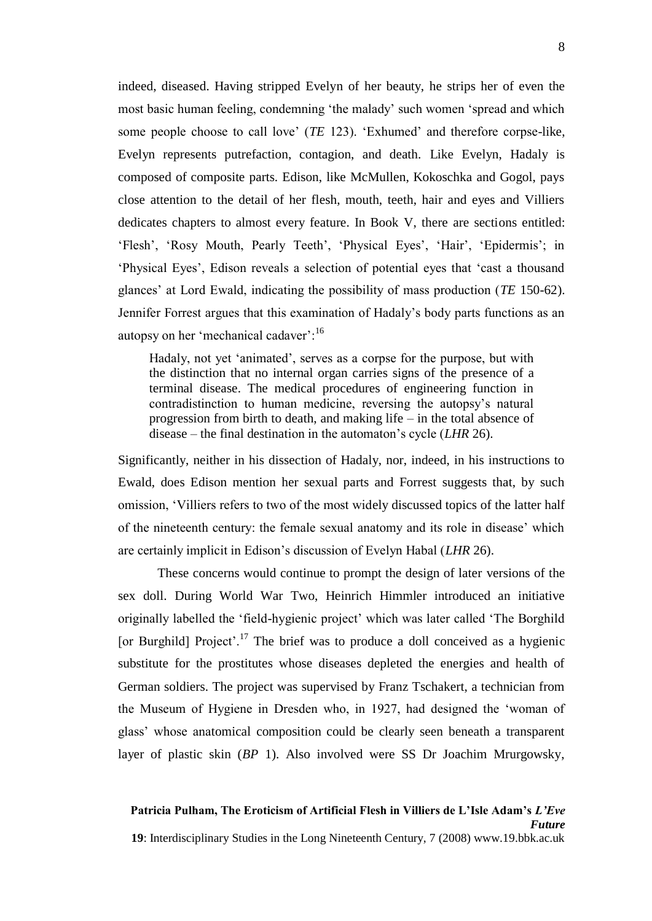indeed, diseased. Having stripped Evelyn of her beauty, he strips her of even the most basic human feeling, condemning 'the malady' such women 'spread and which some people choose to call love' (*TE* 123). 'Exhumed' and therefore corpse-like, Evelyn represents putrefaction, contagion, and death. Like Evelyn, Hadaly is composed of composite parts. Edison, like McMullen, Kokoschka and Gogol, pays close attention to the detail of her flesh, mouth, teeth, hair and eyes and Villiers dedicates chapters to almost every feature. In Book V, there are sections entitled: 'Flesh', 'Rosy Mouth, Pearly Teeth', 'Physical Eyes', 'Hair', 'Epidermis'; in 'Physical Eyes', Edison reveals a selection of potential eyes that 'cast a thousand glances' at Lord Ewald, indicating the possibility of mass production (*TE* 150-62). Jennifer Forrest argues that this examination of Hadaly's body parts functions as an autopsy on her 'mechanical cadaver':[16]

> Hadaly, not yet 'animated', serves as a corpse for the purpose, but with the distinction that no internal organ carries signs of the presence of a terminal disease. The medical procedures of engineering function in contradistinction to human medicine, reversing the autopsy's natural progression from birth to death, and making life – in the total absence of disease – the final destination in the automaton's cycle (*LHR* 26).

Significantly, neither in his dissection of Hadaly, nor, indeed, in his instructions to Ewald, does Edison mention her sexual parts and Forrest suggests that, by such omission, 'Villiers refers to two of the most widely discussed topics of the latter half of the nineteenth century: the female sexual anatomy and its role in disease' which are certainly implicit in Edison's discussion of Evelyn Habal (*LHR* 26).

These concerns would continue to prompt the design of later versions of the sex doll. During World War Two, Heinrich Himmler introduced an initiative originally labelled the 'field-hygienic project' which was later called 'The Borghild [or Burghild] Project'.[17] The brief was to produce a doll conceived as a hygienic substitute for the prostitutes whose diseases depleted the energies and health of German soldiers. The project was supervised by Franz Tschakert, a technician from the Museum of Hygiene in Dresden who, in 1927, had designed the 'woman of glass' whose anatomical composition could be clearly seen beneath a transparent layer of plastic skin (*BP* 1). Also involved were SS Dr Joachim Mrurgowsky,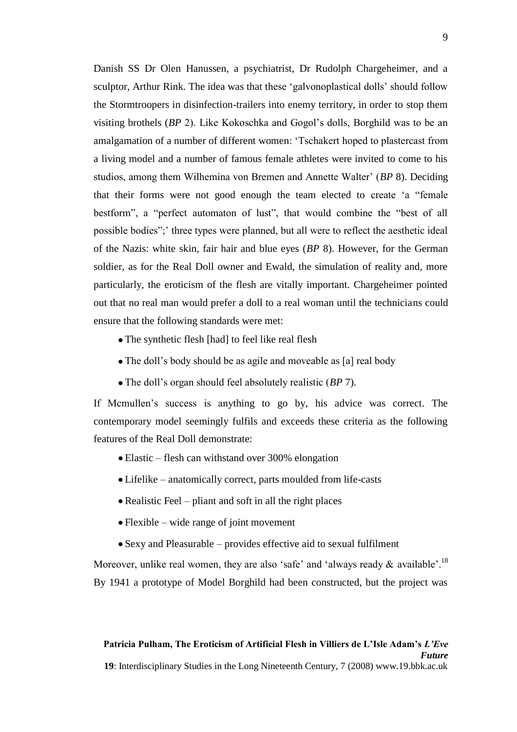Danish SS Dr Olen Hanussen, a psychiatrist, Dr Rudolph Chargeheimer, and a sculptor, Arthur Rink. The idea was that these 'galvonoplastical dolls' should follow the Stormtroopers in disinfection-trailers into enemy territory, in order to stop them visiting brothels (*BP* 2). Like Kokoschka and Gogol's dolls, Borghild was to be an amalgamation of a number of different women: 'Tschakert hoped to plastercast from a living model and a number of famous female athletes were invited to come to his studios, among them Wilhemina von Bremen and Annette Walter' (*BP* 8). Deciding that their forms were not good enough the team elected to create 'a "female bestform", a "perfect automaton of lust", that would combine the "best of all possible bodies";' three types were planned, but all were to reflect the aesthetic ideal of the Nazis: white skin, fair hair and blue eyes (*BP* 8). However, for the German soldier, as for the Real Doll owner and Ewald, the simulation of reality and, more particularly, the eroticism of the flesh are vitally important. Chargeheimer pointed out that no real man would prefer a doll to a real woman until the technicians could ensure that the following standards were met:

- The synthetic flesh [had] to feel like real flesh
- The doll's body should be as agile and moveable as [a] real body
- The doll's organ should feel absolutely realistic (*BP* 7).

If Mcmullen's success is anything to go by, his advice was correct. The contemporary model seemingly fulfils and exceeds these criteria as the following features of the Real Doll demonstrate:

- Elastic – flesh can withstand over 300% elongation
- Lifelike – anatomically correct, parts moulded from life-casts
- Realistic Feel – pliant and soft in all the right places
- Flexible – wide range of joint movement
- Sexy and Pleasurable – provides effective aid to sexual fulfilment

Moreover, unlike real women, they are also 'safe' and 'always ready & available'.[18] By 1941 a prototype of Model Borghild had been constructed, but the project was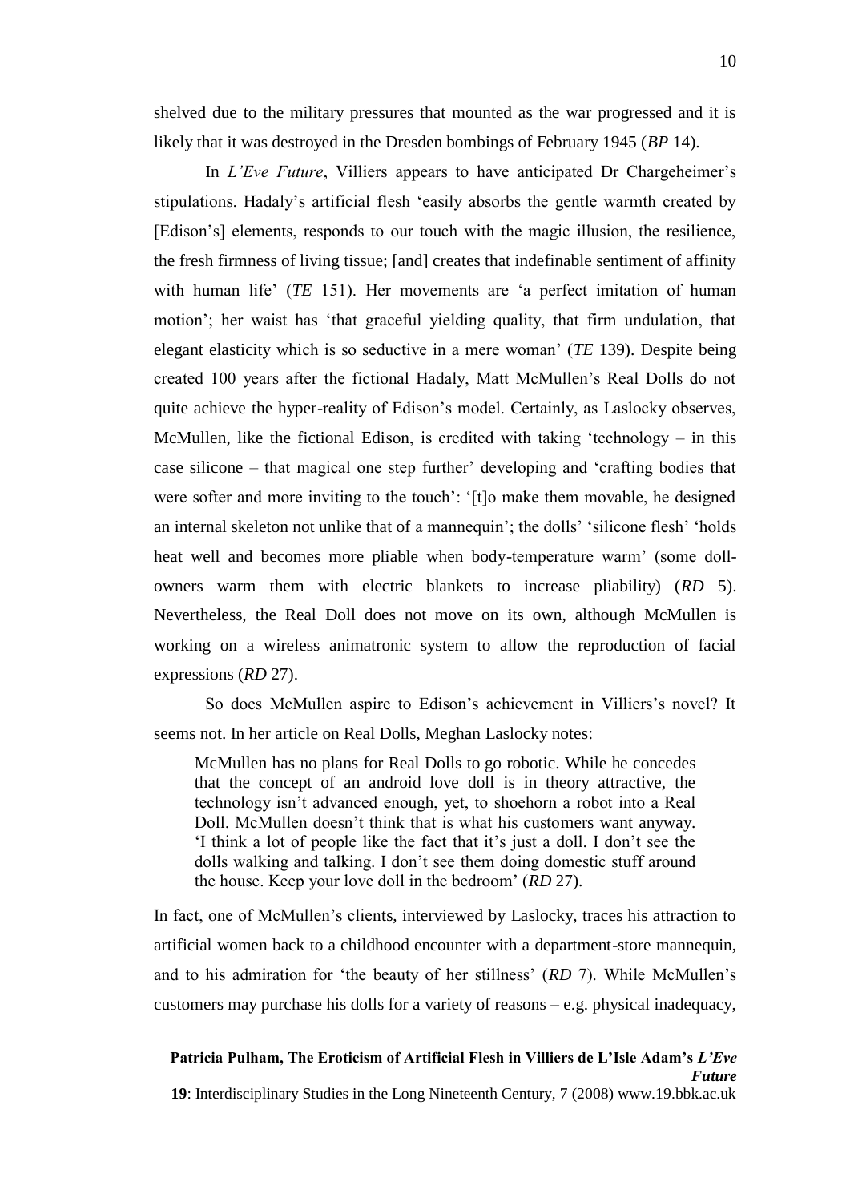shelved due to the military pressures that mounted as the war progressed and it is likely that it was destroyed in the Dresden bombings of February 1945 (*BP* 14).

In *L'Eve Future*, Villiers appears to have anticipated Dr Chargeheimer's stipulations. Hadaly's artificial flesh 'easily absorbs the gentle warmth created by [Edison's] elements, responds to our touch with the magic illusion, the resilience, the fresh firmness of living tissue; [and] creates that indefinable sentiment of affinity with human life' (*TE* 151). Her movements are 'a perfect imitation of human motion'; her waist has 'that graceful yielding quality, that firm undulation, that elegant elasticity which is so seductive in a mere woman' (*TE* 139). Despite being created 100 years after the fictional Hadaly, Matt McMullen's Real Dolls do not quite achieve the hyper-reality of Edison's model. Certainly, as Laslocky observes, McMullen, like the fictional Edison, is credited with taking 'technology – in this case silicone – that magical one step further' developing and 'crafting bodies that were softer and more inviting to the touch': '[t]o make them movable, he designed an internal skeleton not unlike that of a mannequin'; the dolls' 'silicone flesh' 'holds heat well and becomes more pliable when body-temperature warm' (some doll-owners warm them with electric blankets to increase pliability) (*RD* 5). Nevertheless, the Real Doll does not move on its own, although McMullen is working on a wireless animatronic system to allow the reproduction of facial expressions (*RD* 27).

So does McMullen aspire to Edison's achievement in Villiers's novel? It seems not. In her article on Real Dolls, Meghan Laslocky notes:

> McMullen has no plans for Real Dolls to go robotic. While he concedes that the concept of an android love doll is in theory attractive, the technology isn't advanced enough, yet, to shoehorn a robot into a Real Doll. McMullen doesn't think that is what his customers want anyway. 'I think a lot of people like the fact that it's just a doll. I don't see the dolls walking and talking. I don't see them doing domestic stuff around the house. Keep your love doll in the bedroom' (*RD* 27).

In fact, one of McMullen's clients, interviewed by Laslocky, traces his attraction to artificial women back to a childhood encounter with a department-store mannequin, and to his admiration for 'the beauty of her stillness' (*RD* 7). While McMullen's customers may purchase his dolls for a variety of reasons – e.g. physical inadequacy,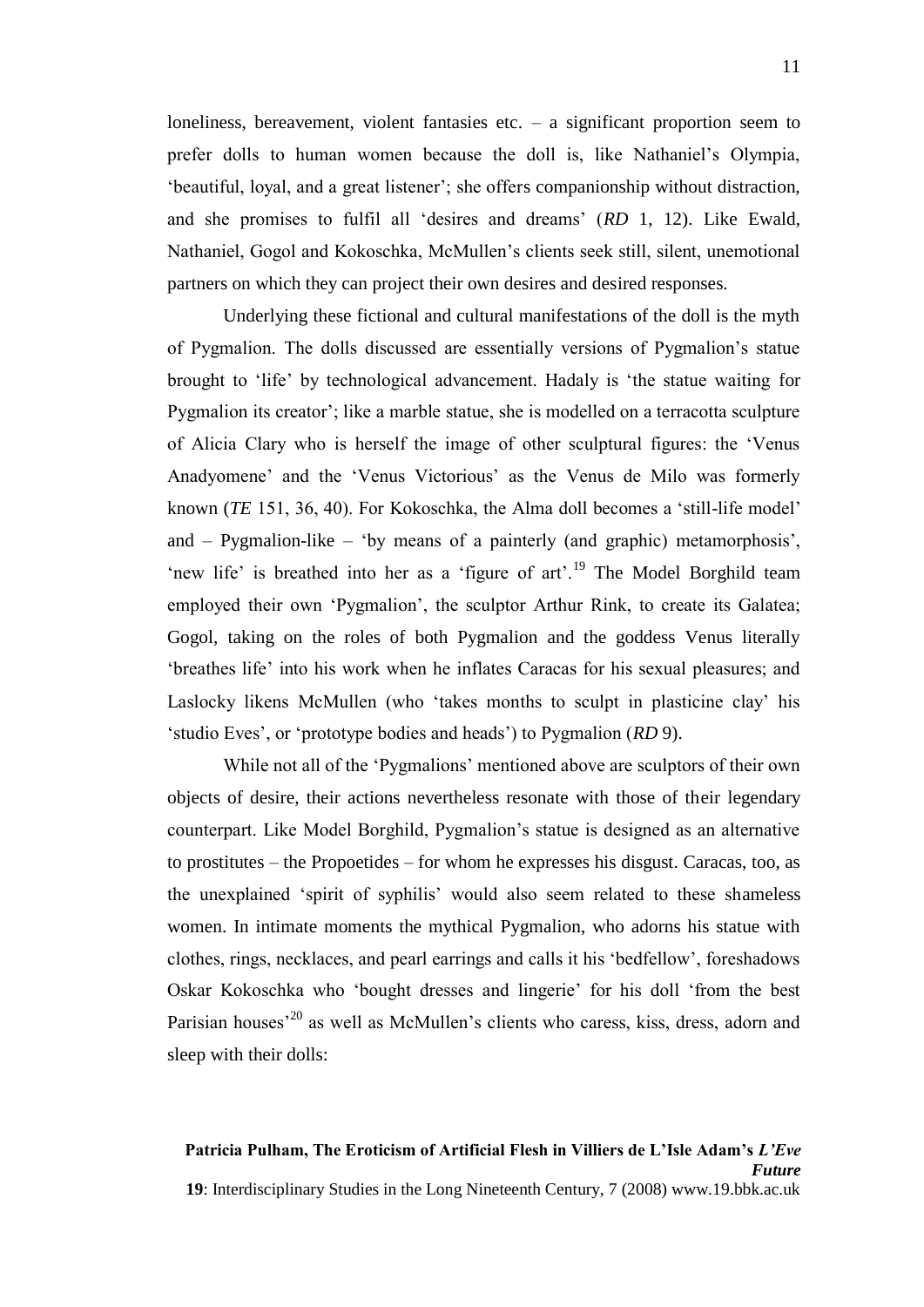loneliness, bereavement, violent fantasies etc. – a significant proportion seem to prefer dolls to human women because the doll is, like Nathaniel's Olympia, 'beautiful, loyal, and a great listener'; she offers companionship without distraction, and she promises to fulfil all 'desires and dreams' (*RD* 1, 12). Like Ewald, Nathaniel, Gogol and Kokoschka, McMullen's clients seek still, silent, unemotional partners on which they can project their own desires and desired responses.

Underlying these fictional and cultural manifestations of the doll is the myth of Pygmalion. The dolls discussed are essentially versions of Pygmalion's statue brought to 'life' by technological advancement. Hadaly is 'the statue waiting for Pygmalion its creator'; like a marble statue, she is modelled on a terracotta sculpture of Alicia Clary who is herself the image of other sculptural figures: the 'Venus Anadyomene' and the 'Venus Victorious' as the Venus de Milo was formerly known (*TE* 151, 36, 40). For Kokoschka, the Alma doll becomes a 'still-life model' and – Pygmalion-like – 'by means of a painterly (and graphic) metamorphosis', 'new life' is breathed into her as a 'figure of art'.[19] The Model Borghild team employed their own 'Pygmalion', the sculptor Arthur Rink, to create its Galatea; Gogol, taking on the roles of both Pygmalion and the goddess Venus literally 'breathes life' into his work when he inflates Caracas for his sexual pleasures; and Laslocky likens McMullen (who 'takes months to sculpt in plasticine clay' his 'studio Eves', or 'prototype bodies and heads') to Pygmalion (*RD* 9).

While not all of the 'Pygmalions' mentioned above are sculptors of their own objects of desire, their actions nevertheless resonate with those of their legendary counterpart. Like Model Borghild, Pygmalion's statue is designed as an alternative to prostitutes – the Propoetides – for whom he expresses his disgust. Caracas, too, as the unexplained 'spirit of syphilis' would also seem related to these shameless women. In intimate moments the mythical Pygmalion, who adorns his statue with clothes, rings, necklaces, and pearl earrings and calls it his 'bedfellow', foreshadows Oskar Kokoschka who 'bought dresses and lingerie' for his doll 'from the best Parisian houses'[20] as well as McMullen's clients who caress, kiss, dress, adorn and sleep with their dolls: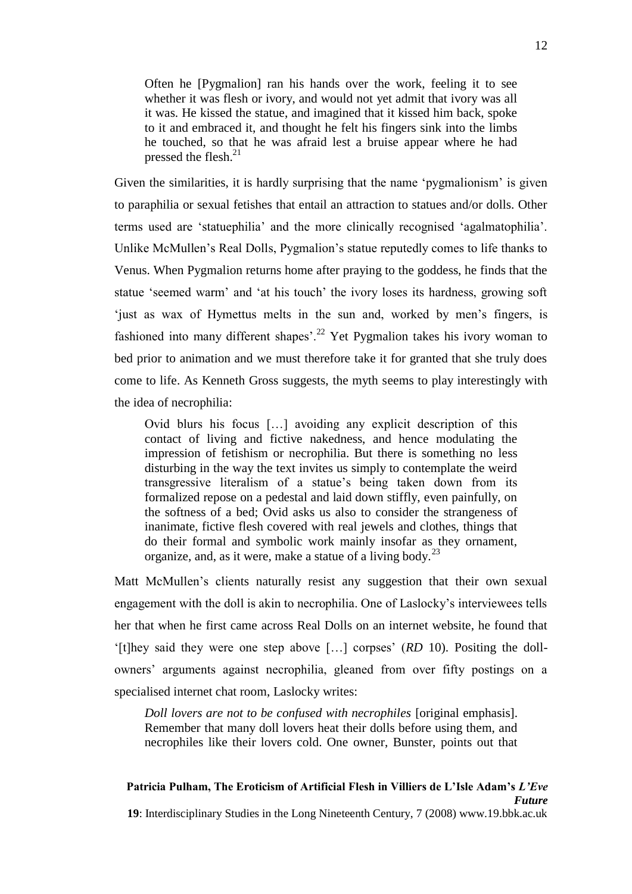> Often he [Pygmalion] ran his hands over the work, feeling it to see whether it was flesh or ivory, and would not yet admit that ivory was all it was. He kissed the statue, and imagined that it kissed him back, spoke to it and embraced it, and thought he felt his fingers sink into the limbs he touched, so that he was afraid lest a bruise appear where he had pressed the flesh.[21]

Given the similarities, it is hardly surprising that the name 'pygmalionism' is given to paraphilia or sexual fetishes that entail an attraction to statues and/or dolls. Other terms used are 'statuephilia' and the more clinically recognised 'agalmatophilia'. Unlike McMullen's Real Dolls, Pygmalion's statue reputedly comes to life thanks to Venus. When Pygmalion returns home after praying to the goddess, he finds that the statue 'seemed warm' and 'at his touch' the ivory loses its hardness, growing soft 'just as wax of Hymettus melts in the sun and, worked by men's fingers, is fashioned into many different shapes'.[22] Yet Pygmalion takes his ivory woman to bed prior to animation and we must therefore take it for granted that she truly does come to life. As Kenneth Gross suggests, the myth seems to play interestingly with the idea of necrophilia:

> Ovid blurs his focus […] avoiding any explicit description of this contact of living and fictive nakedness, and hence modulating the impression of fetishism or necrophilia. But there is something no less disturbing in the way the text invites us simply to contemplate the weird transgressive literalism of a statue's being taken down from its formalized repose on a pedestal and laid down stiffly, even painfully, on the softness of a bed; Ovid asks us also to consider the strangeness of inanimate, fictive flesh covered with real jewels and clothes, things that do their formal and symbolic work mainly insofar as they ornament, organize, and, as it were, make a statue of a living body.[23]

Matt McMullen's clients naturally resist any suggestion that their own sexual engagement with the doll is akin to necrophilia. One of Laslocky's interviewees tells her that when he first came across Real Dolls on an internet website, he found that '[t]hey said they were one step above […] corpses' (*RD* 10). Positing the doll-owners' arguments against necrophilia, gleaned from over fifty postings on a specialised internet chat room, Laslocky writes:

> *Doll lovers are not to be confused with necrophiles* [original emphasis]. Remember that many doll lovers heat their dolls before using them, and necrophiles like their lovers cold. One owner, Bunster, points out that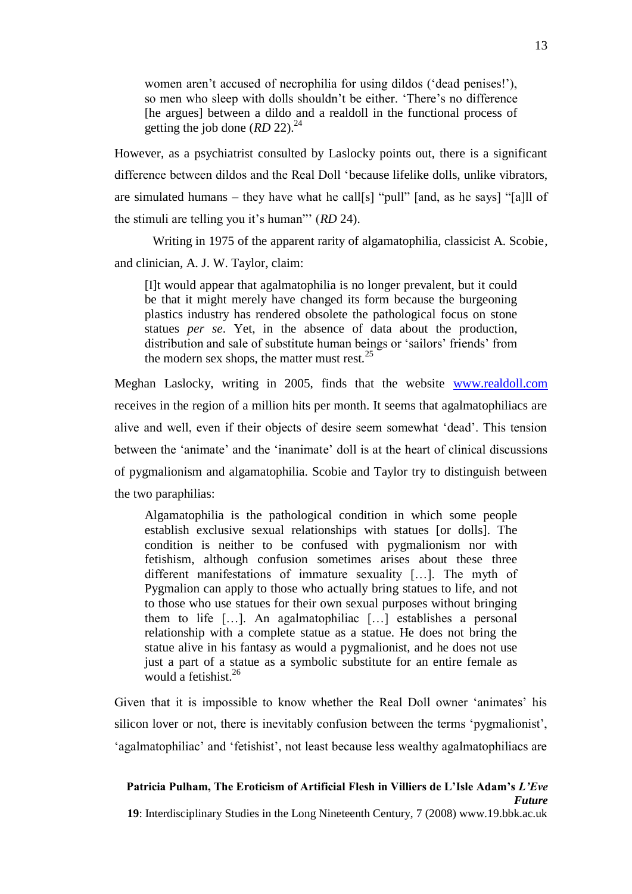> women aren't accused of necrophilia for using dildos ('dead penises!'), so men who sleep with dolls shouldn't be either. 'There's no difference [he argues] between a dildo and a realdoll in the functional process of getting the job done (*RD* 22).[24]

However, as a psychiatrist consulted by Laslocky points out, there is a significant difference between dildos and the Real Doll 'because lifelike dolls, unlike vibrators, are simulated humans – they have what he call[s] "pull" [and, as he says] "[a]ll of the stimuli are telling you it's human"' (*RD* 24).

Writing in 1975 of the apparent rarity of algamatophilia, classicist A. Scobie, and clinician, A. J. W. Taylor, claim:

> [I]t would appear that agalmatophilia is no longer prevalent, but it could be that it might merely have changed its form because the burgeoning plastics industry has rendered obsolete the pathological focus on stone statues *per se*. Yet, in the absence of data about the production, distribution and sale of substitute human beings or 'sailors' friends' from the modern sex shops, the matter must rest.[25]

Meghan Laslocky, writing in 2005, finds that the website www.realdoll.com receives in the region of a million hits per month. It seems that agalmatophiliacs are alive and well, even if their objects of desire seem somewhat 'dead'. This tension between the 'animate' and the 'inanimate' doll is at the heart of clinical discussions of pygmalionism and algamatophilia. Scobie and Taylor try to distinguish between the two paraphilias:

> Algamatophilia is the pathological condition in which some people establish exclusive sexual relationships with statues [or dolls]. The condition is neither to be confused with pygmalionism nor with fetishism, although confusion sometimes arises about these three different manifestations of immature sexuality […]. The myth of Pygmalion can apply to those who actually bring statues to life, and not to those who use statues for their own sexual purposes without bringing them to life […]. An agalmatophiliac […] establishes a personal relationship with a complete statue as a statue. He does not bring the statue alive in his fantasy as would a pygmalionist, and he does not use just a part of a statue as a symbolic substitute for an entire female as would a fetishist.[26]

Given that it is impossible to know whether the Real Doll owner 'animates' his silicon lover or not, there is inevitably confusion between the terms 'pygmalionist', 'agalmatophiliac' and 'fetishist', not least because less wealthy agalmatophiliacs are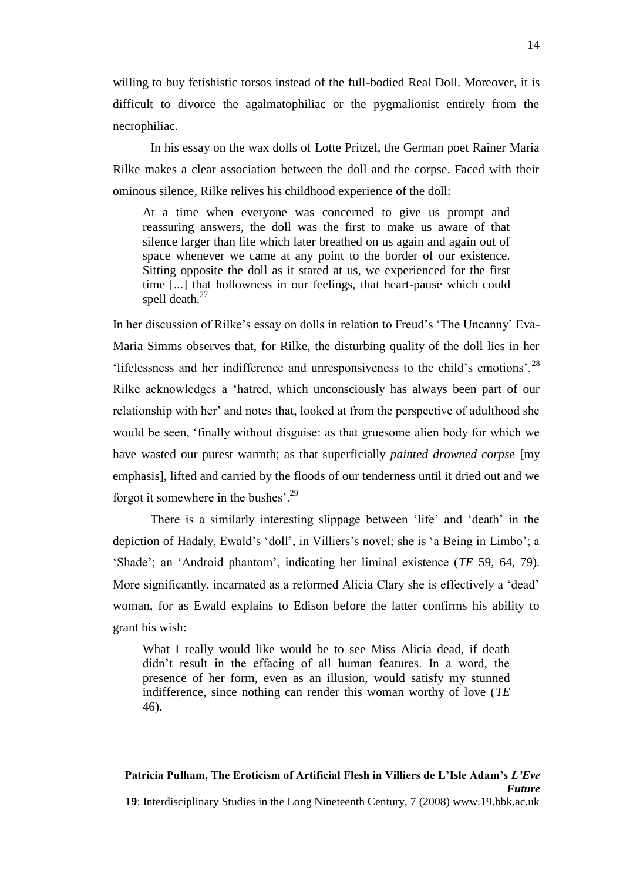willing to buy fetishistic torsos instead of the full-bodied Real Doll. Moreover, it is difficult to divorce the agalmatophiliac or the pygmalionist entirely from the necrophiliac.

In his essay on the wax dolls of Lotte Pritzel, the German poet Rainer Maria Rilke makes a clear association between the doll and the corpse. Faced with their ominous silence, Rilke relives his childhood experience of the doll:

> At a time when everyone was concerned to give us prompt and reassuring answers, the doll was the first to make us aware of that silence larger than life which later breathed on us again and again out of space whenever we came at any point to the border of our existence. Sitting opposite the doll as it stared at us, we experienced for the first time [...] that hollowness in our feelings, that heart-pause which could spell death.[27]

In her discussion of Rilke's essay on dolls in relation to Freud's 'The Uncanny' Eva-Maria Simms observes that, for Rilke, the disturbing quality of the doll lies in her 'lifelessness and her indifference and unresponsiveness to the child's emotions'.[28] Rilke acknowledges a 'hatred, which unconsciously has always been part of our relationship with her' and notes that, looked at from the perspective of adulthood she would be seen, 'finally without disguise: as that gruesome alien body for which we have wasted our purest warmth; as that superficially *painted drowned corpse* [my emphasis], lifted and carried by the floods of our tenderness until it dried out and we forgot it somewhere in the bushes'.[29]

There is a similarly interesting slippage between 'life' and 'death' in the depiction of Hadaly, Ewald's 'doll', in Villiers's novel; she is 'a Being in Limbo'; a 'Shade'; an 'Android phantom', indicating her liminal existence (***TE*** 59, 64, 79). More significantly, incarnated as a reformed Alicia Clary she is effectively a 'dead' woman, for as Ewald explains to Edison before the latter confirms his ability to grant his wish:

> What I really would like would be to see Miss Alicia dead, if death didn't result in the effacing of all human features. In a word, the presence of her form, even as an illusion, would satisfy my stunned indifference, since nothing can render this woman worthy of love (*TE* 46).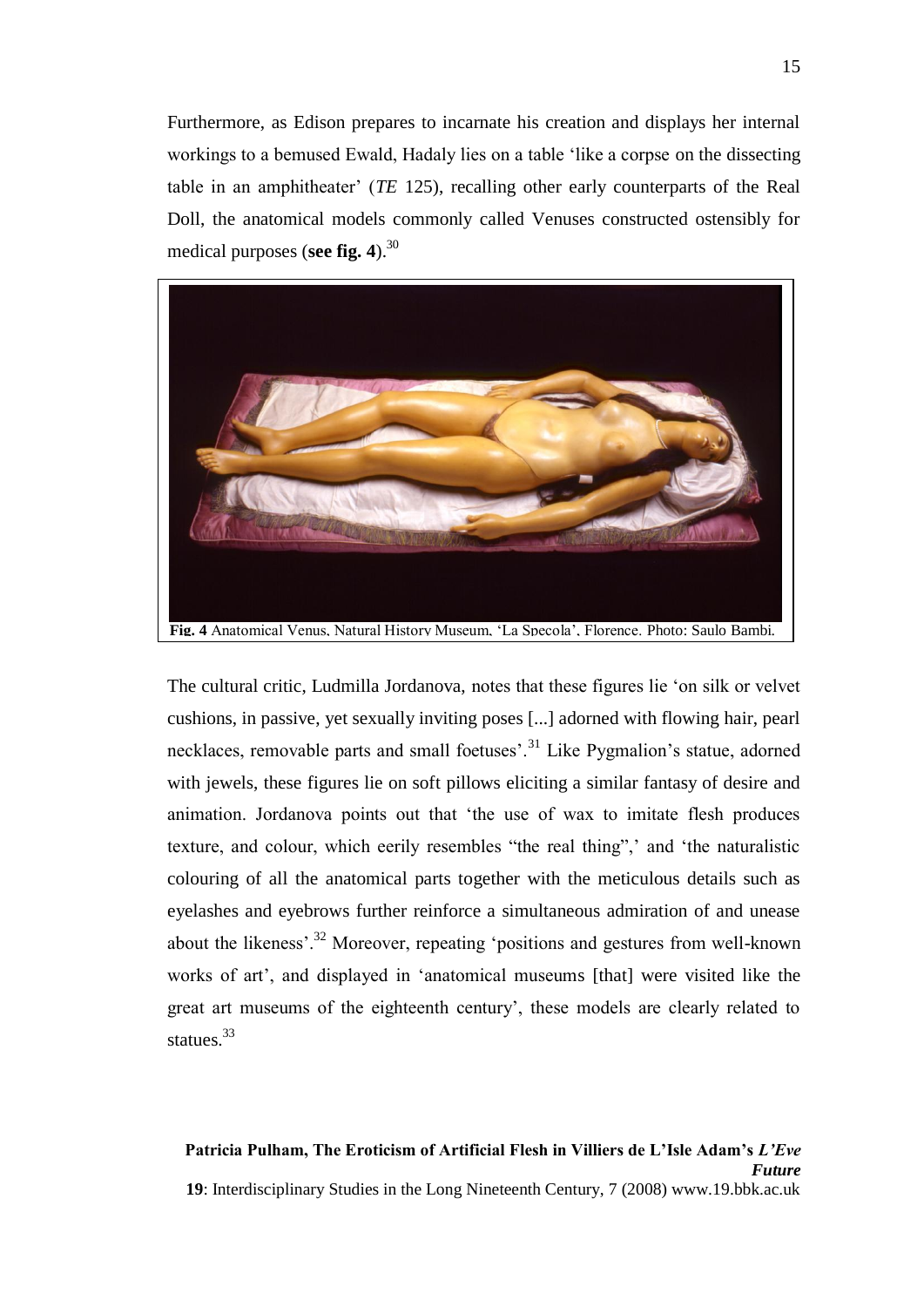Furthermore, as Edison prepares to incarnate his creation and displays her internal workings to a bemused Ewald, Hadaly lies on a table 'like a corpse on the dissecting table in an amphitheater' (*TE* 125), recalling other early counterparts of the Real Doll, the anatomical models commonly called Venuses constructed ostensibly for medical purposes (**see fig. 4**).[30]

**Fig. 4** Anatomical Venus, Natural History Museum, 'La Specola', Florence. Photo: Saulo Bambi.

The cultural critic, Ludmilla Jordanova, notes that these figures lie 'on silk or velvet cushions, in passive, yet sexually inviting poses [...] adorned with flowing hair, pearl necklaces, removable parts and small foetuses'.[31] Like Pygmalion's statue, adorned with jewels, these figures lie on soft pillows eliciting a similar fantasy of desire and animation. Jordanova points out that 'the use of wax to imitate flesh produces texture, and colour, which eerily resembles "the real thing",' and 'the naturalistic colouring of all the anatomical parts together with the meticulous details such as eyelashes and eyebrows further reinforce a simultaneous admiration of and unease about the likeness'.[32] Moreover, repeating 'positions and gestures from well-known works of art', and displayed in 'anatomical museums [that] were visited like the great art museums of the eighteenth century', these models are clearly related to statues.[33]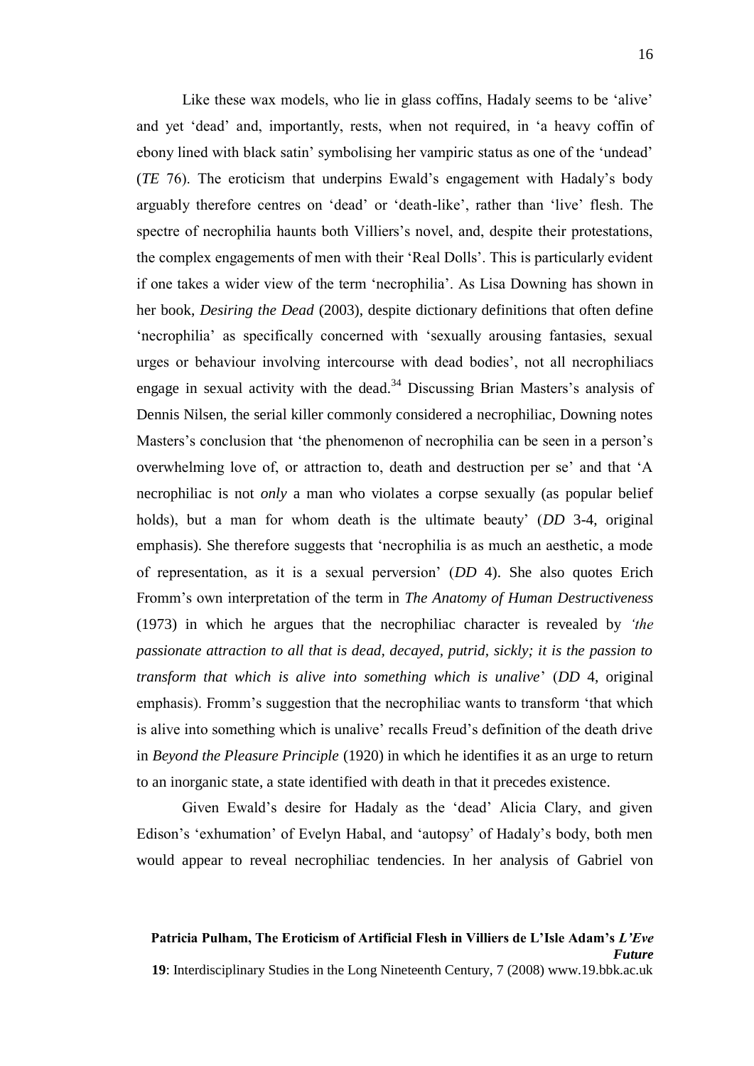Like these wax models, who lie in glass coffins, Hadaly seems to be 'alive' and yet 'dead' and, importantly, rests, when not required, in 'a heavy coffin of ebony lined with black satin' symbolising her vampiric status as one of the 'undead' (*TE* 76). The eroticism that underpins Ewald's engagement with Hadaly's body arguably therefore centres on 'dead' or 'death-like', rather than 'live' flesh. The spectre of necrophilia haunts both Villiers's novel, and, despite their protestations, the complex engagements of men with their 'Real Dolls'. This is particularly evident if one takes a wider view of the term 'necrophilia'. As Lisa Downing has shown in her book, *Desiring the Dead* (2003), despite dictionary definitions that often define 'necrophilia' as specifically concerned with 'sexually arousing fantasies, sexual urges or behaviour involving intercourse with dead bodies', not all necrophiliacs engage in sexual activity with the dead.[34] Discussing Brian Masters's analysis of Dennis Nilsen, the serial killer commonly considered a necrophiliac, Downing notes Masters's conclusion that 'the phenomenon of necrophilia can be seen in a person's overwhelming love of, or attraction to, death and destruction per se' and that 'A necrophiliac is not *only* a man who violates a corpse sexually (as popular belief holds), but a man for whom death is the ultimate beauty' (*DD* 3-4, original emphasis). She therefore suggests that 'necrophilia is as much an aesthetic, a mode of representation, as it is a sexual perversion' (*DD* 4). She also quotes Erich Fromm's own interpretation of the term in *The Anatomy of Human Destructiveness* (1973) in which he argues that the necrophiliac character is revealed by *'the passionate attraction to all that is dead, decayed, putrid, sickly; it is the passion to transform that which is alive into something which is unalive*' (*DD* 4, original emphasis). Fromm's suggestion that the necrophiliac wants to transform 'that which is alive into something which is unalive' recalls Freud's definition of the death drive in *Beyond the Pleasure Principle* (1920) in which he identifies it as an urge to return to an inorganic state, a state identified with death in that it precedes existence.

Given Ewald's desire for Hadaly as the 'dead' Alicia Clary, and given Edison's 'exhumation' of Evelyn Habal, and 'autopsy' of Hadaly's body, both men would appear to reveal necrophiliac tendencies. In her analysis of Gabriel von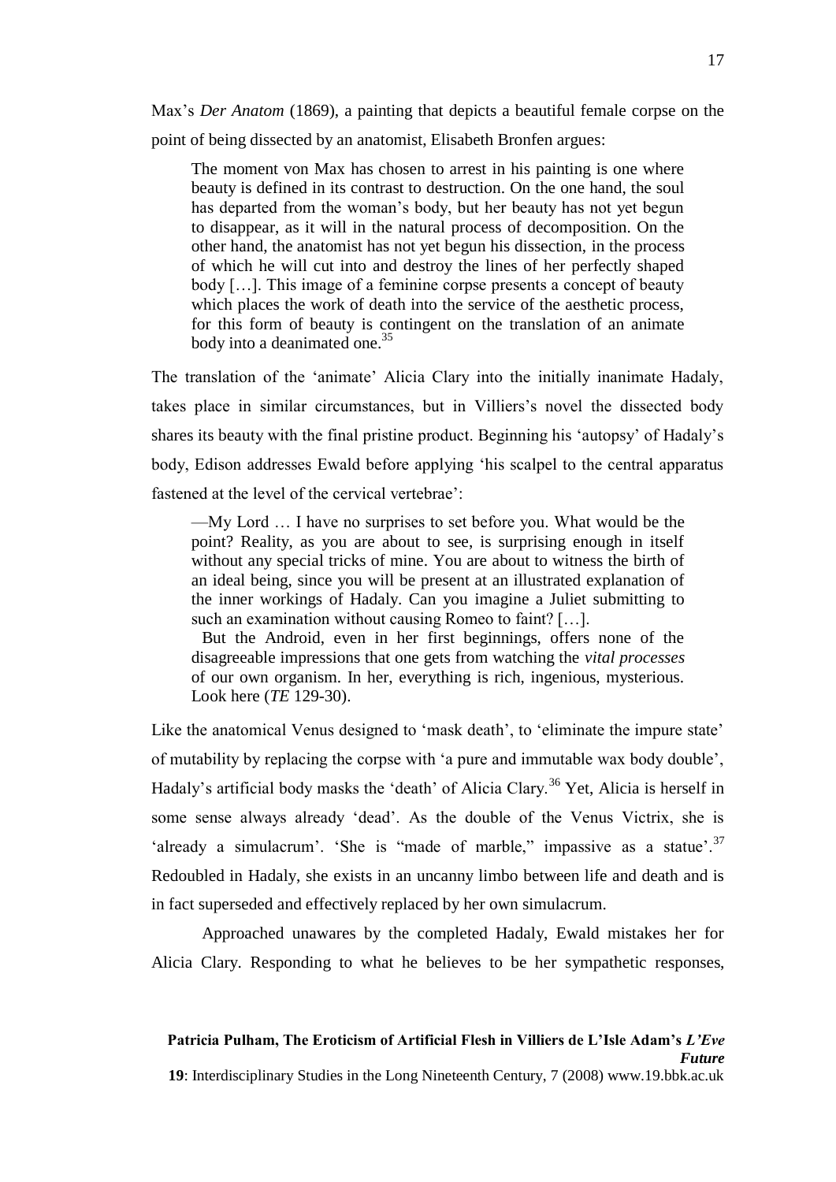Max's *Der Anatom* (1869), a painting that depicts a beautiful female corpse on the point of being dissected by an anatomist, Elisabeth Bronfen argues:

> The moment von Max has chosen to arrest in his painting is one where beauty is defined in its contrast to destruction. On the one hand, the soul has departed from the woman's body, but her beauty has not yet begun to disappear, as it will in the natural process of decomposition. On the other hand, the anatomist has not yet begun his dissection, in the process of which he will cut into and destroy the lines of her perfectly shaped body […]. This image of a feminine corpse presents a concept of beauty which places the work of death into the service of the aesthetic process, for this form of beauty is contingent on the translation of an animate body into a deanimated one.[35]

The translation of the 'animate' Alicia Clary into the initially inanimate Hadaly, takes place in similar circumstances, but in Villiers's novel the dissected body shares its beauty with the final pristine product. Beginning his 'autopsy' of Hadaly's body, Edison addresses Ewald before applying 'his scalpel to the central apparatus fastened at the level of the cervical vertebrae':

> —My Lord … I have no surprises to set before you. What would be the point? Reality, as you are about to see, is surprising enough in itself without any special tricks of mine. You are about to witness the birth of an ideal being, since you will be present at an illustrated explanation of the inner workings of Hadaly. Can you imagine a Juliet submitting to such an examination without causing Romeo to faint? […].
>
> But the Android, even in her first beginnings, offers none of the disagreeable impressions that one gets from watching the *vital processes* of our own organism. In her, everything is rich, ingenious, mysterious. Look here (*TE* 129-30).

Like the anatomical Venus designed to 'mask death', to 'eliminate the impure state' of mutability by replacing the corpse with 'a pure and immutable wax body double', Hadaly's artificial body masks the 'death' of Alicia Clary.[36] Yet, Alicia is herself in some sense always already 'dead'. As the double of the Venus Victrix, she is 'already a simulacrum'. 'She is "made of marble," impassive as a statue'.[37] Redoubled in Hadaly, she exists in an uncanny limbo between life and death and is in fact superseded and effectively replaced by her own simulacrum.

Approached unawares by the completed Hadaly, Ewald mistakes her for Alicia Clary. Responding to what he believes to be her sympathetic responses,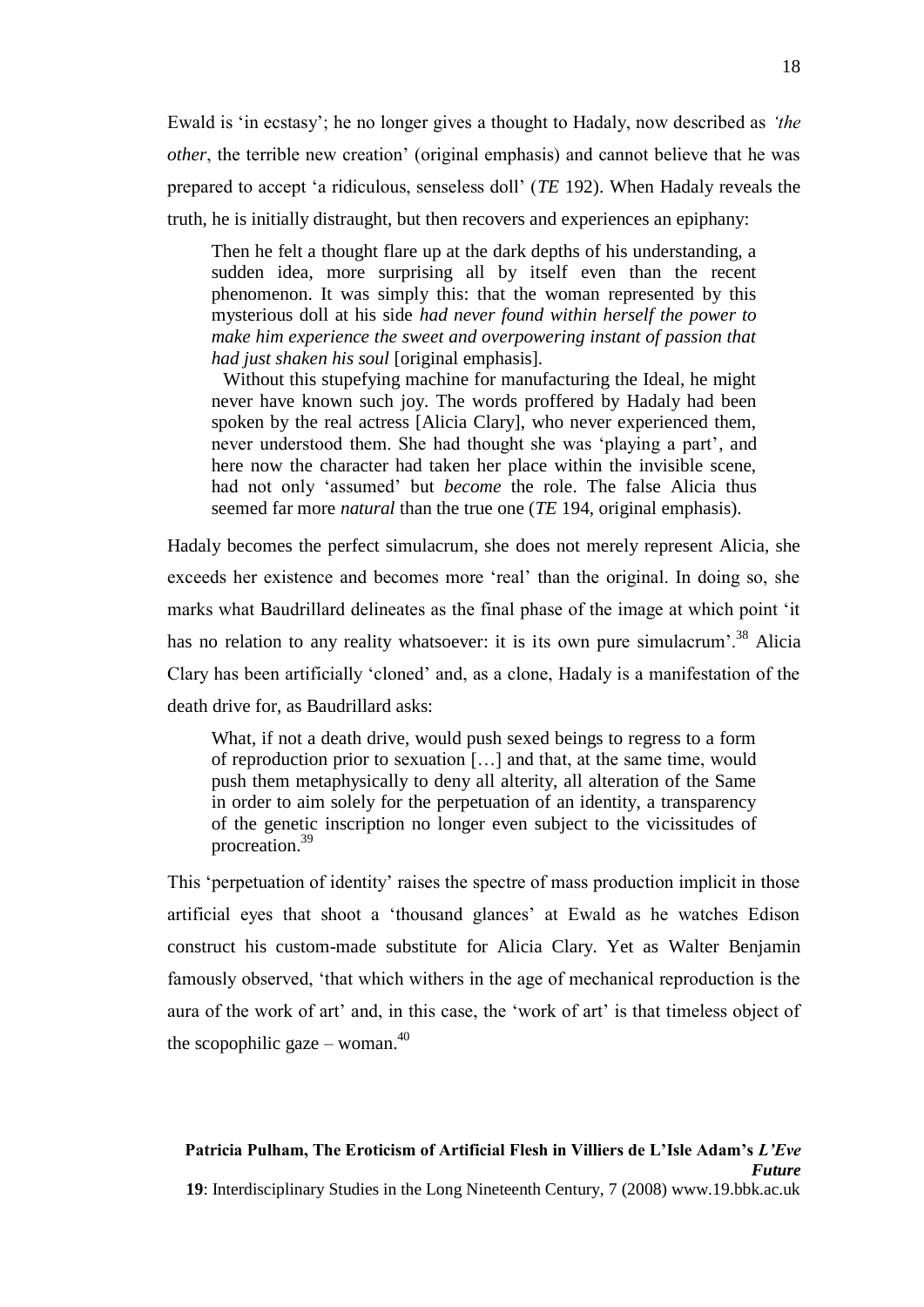Ewald is 'in ecstasy'; he no longer gives a thought to Hadaly, now described as *'the other*, the terrible new creation' (original emphasis) and cannot believe that he was prepared to accept 'a ridiculous, senseless doll' (*TE* 192). When Hadaly reveals the truth, he is initially distraught, but then recovers and experiences an epiphany:

> Then he felt a thought flare up at the dark depths of his understanding, a sudden idea, more surprising all by itself even than the recent phenomenon. It was simply this: that the woman represented by this mysterious doll at his side *had never found within herself the power to make him experience the sweet and overpowering instant of passion that had just shaken his soul* [original emphasis].
>
> Without this stupefying machine for manufacturing the Ideal, he might never have known such joy. The words proffered by Hadaly had been spoken by the real actress [Alicia Clary], who never experienced them, never understood them. She had thought she was 'playing a part', and here now the character had taken her place within the invisible scene, had not only 'assumed' but *become* the role. The false Alicia thus seemed far more *natural* than the true one (*TE* 194, original emphasis).

Hadaly becomes the perfect simulacrum, she does not merely represent Alicia, she exceeds her existence and becomes more 'real' than the original. In doing so, she marks what Baudrillard delineates as the final phase of the image at which point 'it has no relation to any reality whatsoever: it is its own pure simulacrum'.[38] Alicia Clary has been artificially 'cloned' and, as a clone, Hadaly is a manifestation of the death drive for, as Baudrillard asks:

> What, if not a death drive, would push sexed beings to regress to a form of reproduction prior to sexuation […] and that, at the same time, would push them metaphysically to deny all alterity, all alteration of the Same in order to aim solely for the perpetuation of an identity, a transparency of the genetic inscription no longer even subject to the vicissitudes of procreation.[39]

This 'perpetuation of identity' raises the spectre of mass production implicit in those artificial eyes that shoot a 'thousand glances' at Ewald as he watches Edison construct his custom-made substitute for Alicia Clary. Yet as Walter Benjamin famously observed, 'that which withers in the age of mechanical reproduction is the aura of the work of art' and, in this case, the 'work of art' is that timeless object of the scopophilic gaze – woman.[40]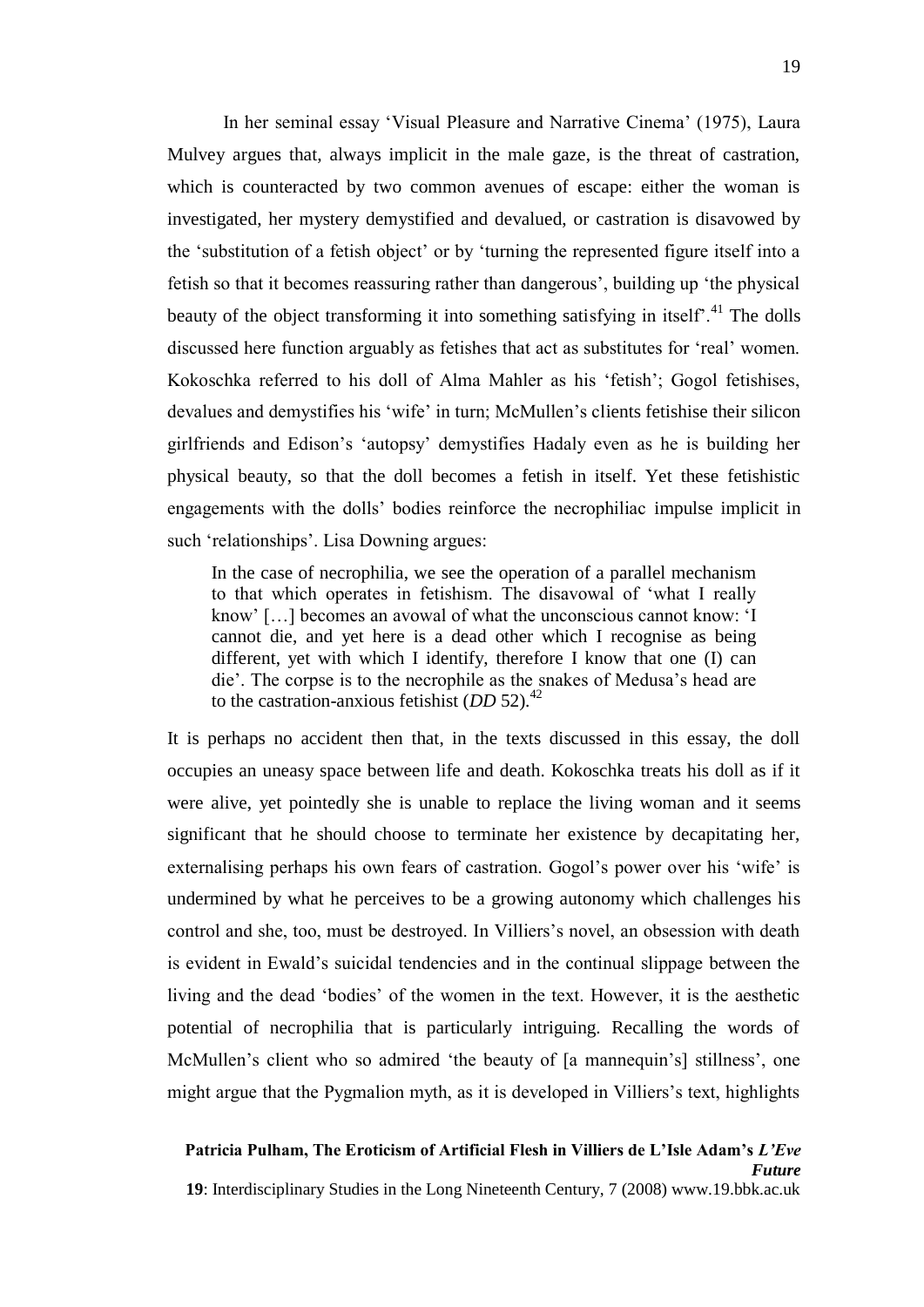In her seminal essay 'Visual Pleasure and Narrative Cinema' (1975), Laura Mulvey argues that, always implicit in the male gaze, is the threat of castration, which is counteracted by two common avenues of escape: either the woman is investigated, her mystery demystified and devalued, or castration is disavowed by the 'substitution of a fetish object' or by 'turning the represented figure itself into a fetish so that it becomes reassuring rather than dangerous', building up 'the physical beauty of the object transforming it into something satisfying in itself'.[41] The dolls discussed here function arguably as fetishes that act as substitutes for 'real' women. Kokoschka referred to his doll of Alma Mahler as his 'fetish'; Gogol fetishises, devalues and demystifies his 'wife' in turn; McMullen's clients fetishise their silicon girlfriends and Edison's 'autopsy' demystifies Hadaly even as he is building her physical beauty, so that the doll becomes a fetish in itself. Yet these fetishistic engagements with the dolls' bodies reinforce the necrophiliac impulse implicit in such 'relationships'. Lisa Downing argues:

> In the case of necrophilia, we see the operation of a parallel mechanism to that which operates in fetishism. The disavowal of 'what I really know' […] becomes an avowal of what the unconscious cannot know: 'I cannot die, and yet here is a dead other which I recognise as being different, yet with which I identify, therefore I know that one (I) can die'. The corpse is to the necrophile as the snakes of Medusa's head are to the castration-anxious fetishist (*DD* 52).[42]

It is perhaps no accident then that, in the texts discussed in this essay, the doll occupies an uneasy space between life and death. Kokoschka treats his doll as if it were alive, yet pointedly she is unable to replace the living woman and it seems significant that he should choose to terminate her existence by decapitating her, externalising perhaps his own fears of castration. Gogol's power over his 'wife' is undermined by what he perceives to be a growing autonomy which challenges his control and she, too, must be destroyed. In Villiers's novel, an obsession with death is evident in Ewald's suicidal tendencies and in the continual slippage between the living and the dead 'bodies' of the women in the text. However, it is the aesthetic potential of necrophilia that is particularly intriguing. Recalling the words of McMullen's client who so admired 'the beauty of [a mannequin's] stillness', one might argue that the Pygmalion myth, as it is developed in Villiers's text, highlights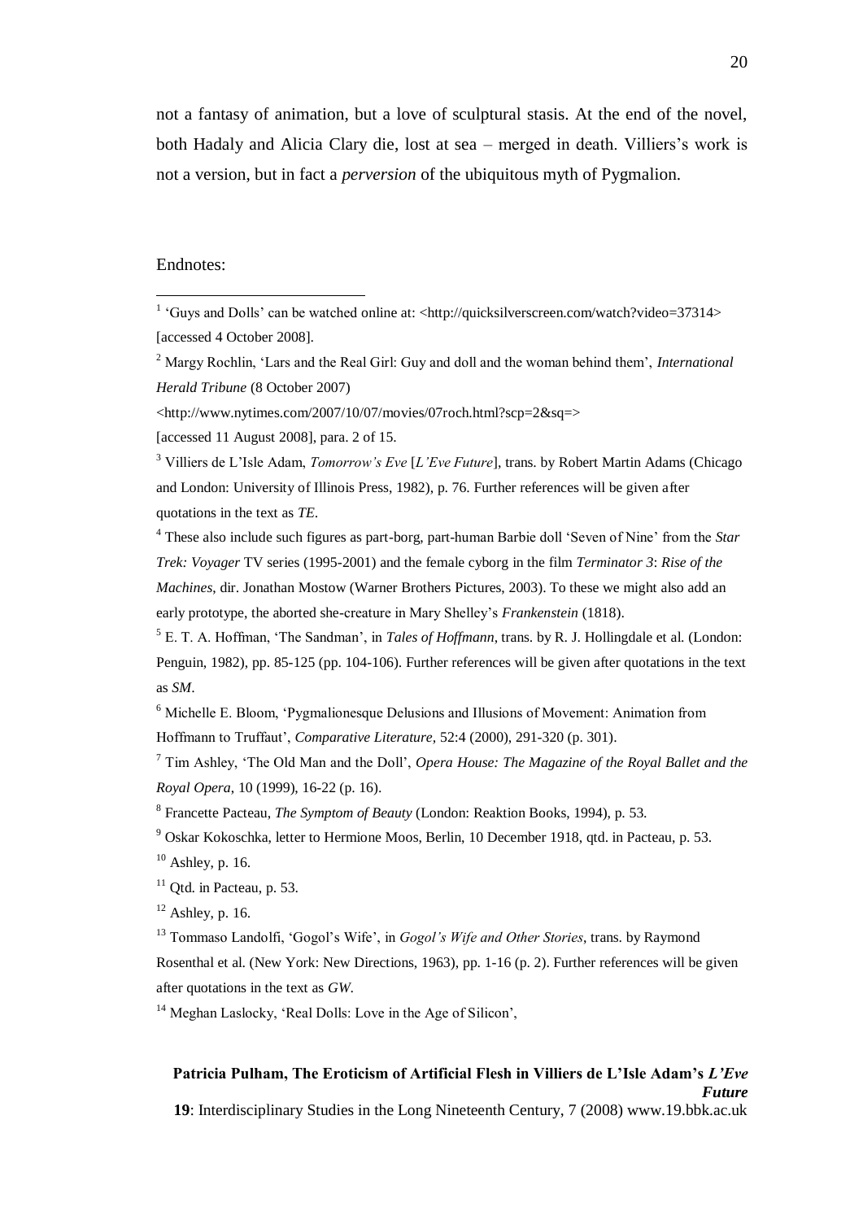not a fantasy of animation, but a love of sculptural stasis. At the end of the novel, both Hadaly and Alicia Clary die, lost at sea – merged in death. Villiers's work is not a version, but in fact a *perversion* of the ubiquitous myth of Pygmalion.

Endnotes:

[1] 'Guys and Dolls' can be watched online at: <http://quicksilverscreen.com/watch?video=37314> [accessed 4 October 2008].

[2] Margy Rochlin, 'Lars and the Real Girl: Guy and doll and the woman behind them', *International Herald Tribune* (8 October 2007) <http://www.nytimes.com/2007/10/07/movies/07roch.html?scp=2&sq=> [accessed 11 August 2008], para. 2 of 15.

[3] Villiers de L'Isle Adam, *Tomorrow's Eve* [*L'Eve Future*], trans. by Robert Martin Adams (Chicago and London: University of Illinois Press, 1982), p. 76. Further references will be given after quotations in the text as *TE*.

[4] These also include such figures as part-borg, part-human Barbie doll 'Seven of Nine' from the *Star Trek: Voyager* TV series (1995-2001) and the female cyborg in the film *Terminator 3*: *Rise of the Machines*, dir. Jonathan Mostow (Warner Brothers Pictures, 2003). To these we might also add an early prototype, the aborted she-creature in Mary Shelley's *Frankenstein* (1818).

[5] E. T. A. Hoffman, 'The Sandman', in *Tales of Hoffmann*, trans. by R. J. Hollingdale et al. (London: Penguin, 1982), pp. 85-125 (pp. 104-106). Further references will be given after quotations in the text as *SM*.

[6] Michelle E. Bloom, 'Pygmalionesque Delusions and Illusions of Movement: Animation from Hoffmann to Truffaut', *Comparative Literature*, 52:4 (2000), 291-320 (p. 301).

[7] Tim Ashley, 'The Old Man and the Doll', *Opera House: The Magazine of the Royal Ballet and the Royal Opera*, 10 (1999), 16-22 (p. 16).

[8] Francette Pacteau, *The Symptom of Beauty* (London: Reaktion Books, 1994), p. 53.

[9] Oskar Kokoschka, letter to Hermione Moos, Berlin, 10 December 1918, qtd. in Pacteau, p. 53.

[10] Ashley, p. 16.

[11] Qtd. in Pacteau, p. 53.

[12] Ashley, p. 16.

[13] Tommaso Landolfi, 'Gogol's Wife', in *Gogol's Wife and Other Stories*, trans. by Raymond Rosenthal et al. (New York: New Directions, 1963), pp. 1-16 (p. 2). Further references will be given after quotations in the text as *GW*.

[14] Meghan Laslocky, 'Real Dolls: Love in the Age of Silicon',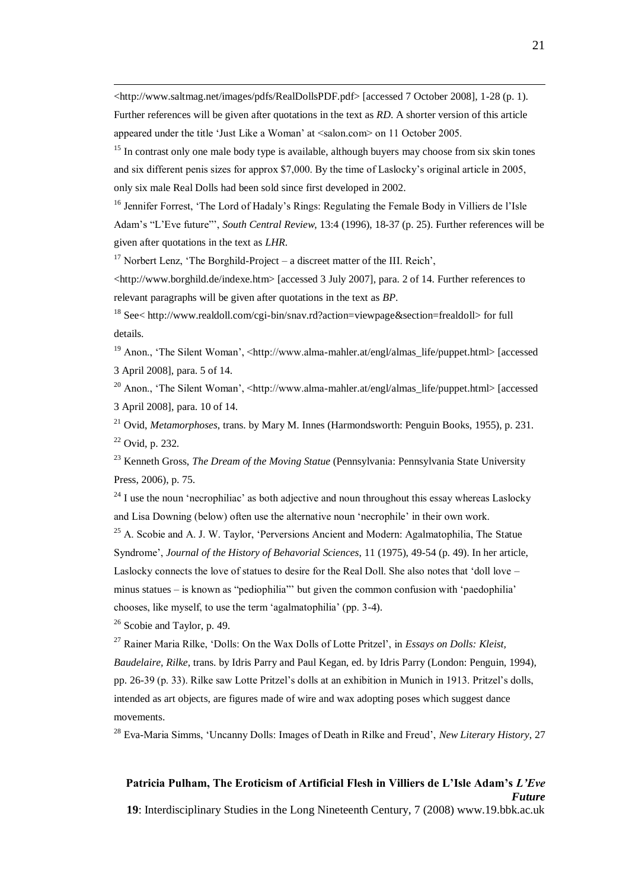<http://www.saltmag.net/images/pdfs/RealDollsPDF.pdf> [accessed 7 October 2008], 1-28 (p. 1). Further references will be given after quotations in the text as *RD*. A shorter version of this article appeared under the title 'Just Like a Woman' at <salon.com> on 11 October 2005.

[15] In contrast only one male body type is available, although buyers may choose from six skin tones and six different penis sizes for approx $7,000. By the time of Laslocky's original article in 2005, only six male Real Dolls had been sold since first developed in 2002.

[16] Jennifer Forrest, 'The Lord of Hadaly's Rings: Regulating the Female Body in Villiers de l'Isle Adam's "L'Eve future"', *South Central Review*, 13:4 (1996), 18-37 (p. 25). Further references will be given after quotations in the text as *LHR*.

[17] Norbert Lenz, 'The Borghild-Project – a discreet matter of the III. Reich', <http://www.borghild.de/indexe.htm> [accessed 3 July 2007], para. 2 of 14. Further references to relevant paragraphs will be given after quotations in the text as *BP*.

[18] See< http://www.realdoll.com/cgi-bin/snav.rd?action=viewpage&section=frealdoll> for full details.

[19] Anon., 'The Silent Woman', <http://www.alma-mahler.at/engl/almas_life/puppet.html> [accessed 3 April 2008], para. 5 of 14.

[20] Anon., 'The Silent Woman', <http://www.alma-mahler.at/engl/almas_life/puppet.html> [accessed 3 April 2008], para. 10 of 14.

[21] Ovid, *Metamorphoses*, trans. by Mary M. Innes (Harmondsworth: Penguin Books, 1955), p. 231.

[22] Ovid, p. 232.

[23] Kenneth Gross, *The Dream of the Moving Statue* (Pennsylvania: Pennsylvania State University Press, 2006), p. 75.

[24] I use the noun 'necrophiliac' as both adjective and noun throughout this essay whereas Laslocky and Lisa Downing (below) often use the alternative noun 'necrophile' in their own work.

[25] A. Scobie and A. J. W. Taylor, 'Perversions Ancient and Modern: Agalmatophilia, The Statue Syndrome', *Journal of the History of Behavorial Sciences*, 11 (1975), 49-54 (p. 49). In her article, Laslocky connects the love of statues to desire for the Real Doll. She also notes that 'doll love – minus statues – is known as "pediophilia"' but given the common confusion with 'paedophilia' chooses, like myself, to use the term 'agalmatophilia' (pp. 3-4).

[26] Scobie and Taylor, p. 49.

[27] Rainer Maria Rilke, 'Dolls: On the Wax Dolls of Lotte Pritzel', in *Essays on Dolls: Kleist, Baudelaire, Rilke*, trans. by Idris Parry and Paul Kegan, ed. by Idris Parry (London: Penguin, 1994), pp. 26-39 (p. 33). Rilke saw Lotte Pritzel's dolls at an exhibition in Munich in 1913. Pritzel's dolls, intended as art objects, are figures made of wire and wax adopting poses which suggest dance movements.

[28] Eva-Maria Simms, 'Uncanny Dolls: Images of Death in Rilke and Freud', *New Literary History*, 27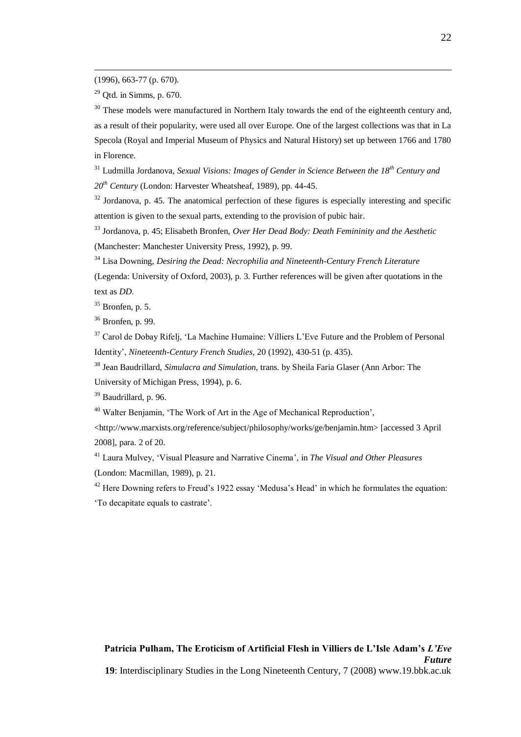(1996), 663-77 (p. 670).

[29] Qtd. in Simms, p. 670.

[30] These models were manufactured in Northern Italy towards the end of the eighteenth century and, as a result of their popularity, were used all over Europe. One of the largest collections was that in La Specola (Royal and Imperial Museum of Physics and Natural History) set up between 1766 and 1780 in Florence.

[31] Ludmilla Jordanova, *Sexual Visions: Images of Gender in Science Between the 18th Century and 20th Century* (London: Harvester Wheatsheaf, 1989), pp. 44-45.

[32] Jordanova, p. 45. The anatomical perfection of these figures is especially interesting and specific attention is given to the sexual parts, extending to the provision of pubic hair.

[33] Jordanova, p. 45; Elisabeth Bronfen, *Over Her Dead Body: Death Femininity and the Aesthetic* (Manchester: Manchester University Press, 1992), p. 99.

[34] Lisa Downing, *Desiring the Dead: Necrophilia and Nineteenth-Century French Literature* (Legenda: University of Oxford, 2003), p. 3. Further references will be given after quotations in the text as *DD*.

[35] Bronfen, p. 5.

[36] Bronfen, p. 99.

[37] Carol de Dobay Rifelj, 'La Machine Humaine: Villiers L'Eve Future and the Problem of Personal Identity', *Nineteenth-Century French Studies*, 20 (1992), 430-51 (p. 435).

[38] Jean Baudrillard, *Simulacra and Simulation*, trans. by Sheila Faria Glaser (Ann Arbor: The University of Michigan Press, 1994), p. 6.

[39] Baudrillard, p. 96.

[40] Walter Benjamin, 'The Work of Art in the Age of Mechanical Reproduction', <http://www.marxists.org/reference/subject/philosophy/works/ge/benjamin.htm> [accessed 3 April 2008], para. 2 of 20.

[41] Laura Mulvey, 'Visual Pleasure and Narrative Cinema', in *The Visual and Other Pleasures* (London: Macmillan, 1989), p. 21.

[42] Here Downing refers to Freud's 1922 essay 'Medusa's Head' in which he formulates the equation: 'To decapitate equals to castrate'.